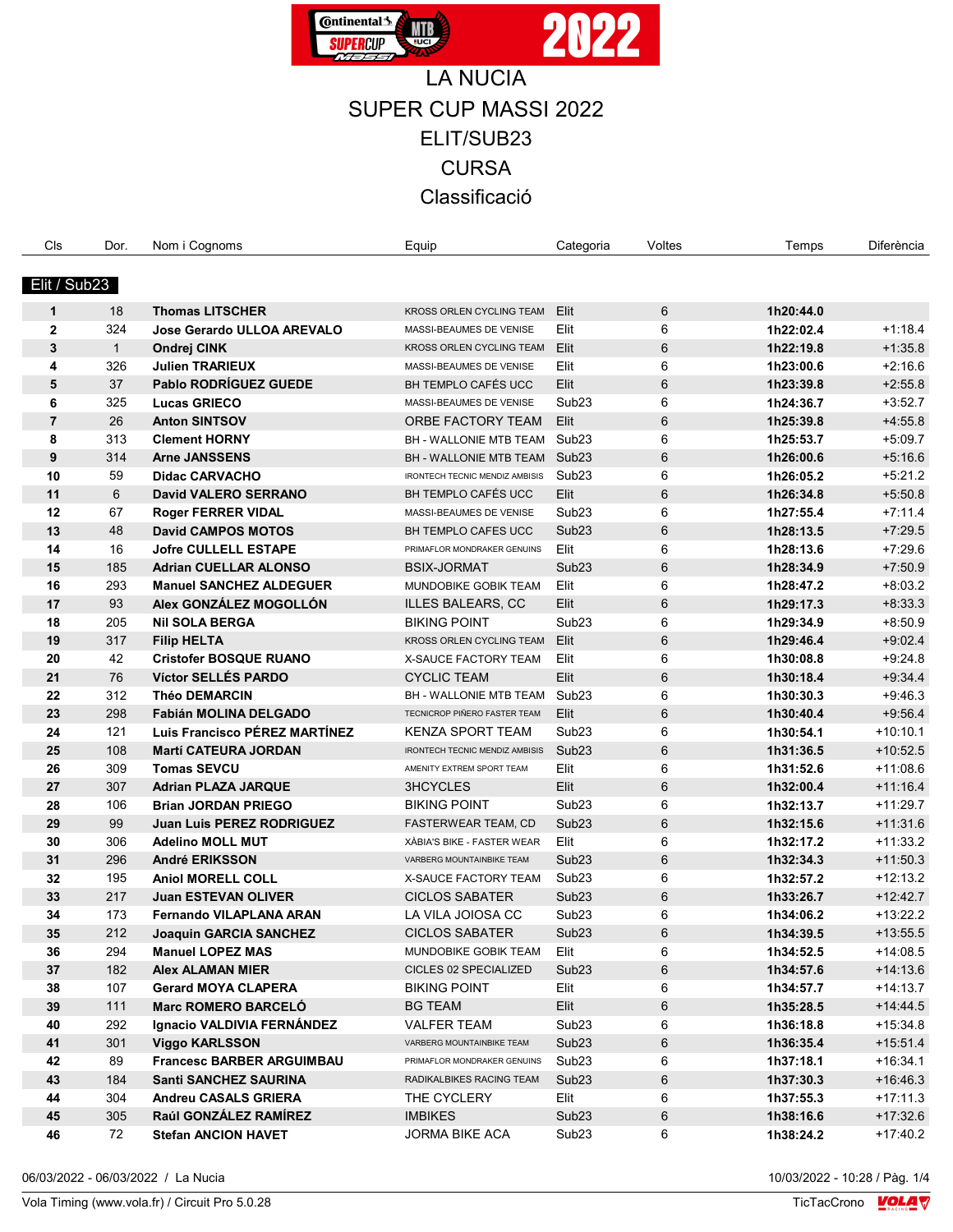# LA NUCIA

## SUPER CUP MASSI 2022

## ELIT/SUB23

## CURSA

## Classificació

| Cls | Dor. | Nom i Cognoms | Equip | Categoria | Voltes | Temps | Diferència |
|---|---|---|---|---|---|---|---|
| **Elit / Sub23** | | | | | | | |
| **1** | 18 | **Thomas LITSCHER** | KROSS ORLEN CYCLING TEAM | Elit | 6 | **1h20:44.0** | |
| **2** | 324 | **Jose Gerardo ULLOA AREVALO** | MASSI-BEAUMES DE VENISE | Elit | 6 | **1h22:02.4** | +1:18.4 |
| **3** | 1 | **Ondrej CINK** | KROSS ORLEN CYCLING TEAM | Elit | 6 | **1h22:19.8** | +1:35.8 |
| **4** | 326 | **Julien TRARIEUX** | MASSI-BEAUMES DE VENISE | Elit | 6 | **1h23:00.6** | +2:16.6 |
| **5** | 37 | **Pablo RODRÍGUEZ GUEDE** | BH TEMPLO CAFÉS UCC | Elit | 6 | **1h23:39.8** | +2:55.8 |
| **6** | 325 | **Lucas GRIECO** | MASSI-BEAUMES DE VENISE | Sub23 | 6 | **1h24:36.7** | +3:52.7 |
| **7** | 26 | **Anton SINTSOV** | ORBE FACTORY TEAM | Elit | 6 | **1h25:39.8** | +4:55.8 |
| **8** | 313 | **Clement HORNY** | BH - WALLONIE MTB TEAM | Sub23 | 6 | **1h25:53.7** | +5:09.7 |
| **9** | 314 | **Arne JANSSENS** | BH - WALLONIE MTB TEAM | Sub23 | 6 | **1h26:00.6** | +5:16.6 |
| **10** | 59 | **Didac CARVACHO** | IRONTECH TECNIC MENDIZ AMBISIS | Sub23 | 6 | **1h26:05.2** | +5:21.2 |
| **11** | 6 | **David VALERO SERRANO** | BH TEMPLO CAFÉS UCC | Elit | 6 | **1h26:34.8** | +5:50.8 |
| **12** | 67 | **Roger FERRER VIDAL** | MASSI-BEAUMES DE VENISE | Sub23 | 6 | **1h27:55.4** | +7:11.4 |
| **13** | 48 | **David CAMPOS MOTOS** | BH TEMPLO CAFES UCC | Sub23 | 6 | **1h28:13.5** | +7:29.5 |
| **14** | 16 | **Jofre CULLELL ESTAPE** | PRIMAFLOR MONDRAKER GENUINS | Elit | 6 | **1h28:13.6** | +7:29.6 |
| **15** | 185 | **Adrian CUELLAR ALONSO** | BSIX-JORMAT | Sub23 | 6 | **1h28:34.9** | +7:50.9 |
| **16** | 293 | **Manuel SANCHEZ ALDEGUER** | MUNDOBIKE GOBIK TEAM | Elit | 6 | **1h28:47.2** | +8:03.2 |
| **17** | 93 | **Alex GONZÁLEZ MOGOLLÓN** | ILLES BALEARS, CC | Elit | 6 | **1h29:17.3** | +8:33.3 |
| **18** | 205 | **Nil SOLA BERGA** | BIKING POINT | Sub23 | 6 | **1h29:34.9** | +8:50.9 |
| **19** | 317 | **Filip HELTA** | KROSS ORLEN CYCLING TEAM | Elit | 6 | **1h29:46.4** | +9:02.4 |
| **20** | 42 | **Cristofer BOSQUE RUANO** | X-SAUCE FACTORY TEAM | Elit | 6 | **1h30:08.8** | +9:24.8 |
| **21** | 76 | **Víctor SELLÉS PARDO** | CYCLIC TEAM | Elit | 6 | **1h30:18.4** | +9:34.4 |
| **22** | 312 | **Théo DEMARCIN** | BH - WALLONIE MTB TEAM | Sub23 | 6 | **1h30:30.3** | +9:46.3 |
| **23** | 298 | **Fabián MOLINA DELGADO** | TECNICROP PIÑERO FASTER TEAM | Elit | 6 | **1h30:40.4** | +9:56.4 |
| **24** | 121 | **Luis Francisco PÉREZ MARTÍNEZ** | KENZA SPORT TEAM | Sub23 | 6 | **1h30:54.1** | +10:10.1 |
| **25** | 108 | **Martí CATEURA JORDAN** | IRONTECH TECNIC MENDIZ AMBISIS | Sub23 | 6 | **1h31:36.5** | +10:52.5 |
| **26** | 309 | **Tomas SEVCU** | AMENITY EXTREM SPORT TEAM | Elit | 6 | **1h31:52.6** | +11:08.6 |
| **27** | 307 | **Adrian PLAZA JARQUE** | 3HCYCLES | Elit | 6 | **1h32:00.4** | +11:16.4 |
| **28** | 106 | **Brian JORDAN PRIEGO** | BIKING POINT | Sub23 | 6 | **1h32:13.7** | +11:29.7 |
| **29** | 99 | **Juan Luis PEREZ RODRIGUEZ** | FASTERWEAR TEAM, CD | Sub23 | 6 | **1h32:15.6** | +11:31.6 |
| **30** | 306 | **Adelino MOLL MUT** | XÀBIA'S BIKE - FASTER WEAR | Elit | 6 | **1h32:17.2** | +11:33.2 |
| **31** | 296 | **André ERIKSSON** | VARBERG MOUNTAINBIKE TEAM | Sub23 | 6 | **1h32:34.3** | +11:50.3 |
| **32** | 195 | **Aniol MORELL COLL** | X-SAUCE FACTORY TEAM | Sub23 | 6 | **1h32:57.2** | +12:13.2 |
| **33** | 217 | **Juan ESTEVAN OLIVER** | CICLOS SABATER | Sub23 | 6 | **1h33:26.7** | +12:42.7 |
| **34** | 173 | **Fernando VILAPLANA ARAN** | LA VILA JOIOSA CC | Sub23 | 6 | **1h34:06.2** | +13:22.2 |
| **35** | 212 | **Joaquin GARCIA SANCHEZ** | CICLOS SABATER | Sub23 | 6 | **1h34:39.5** | +13:55.5 |
| **36** | 294 | **Manuel LOPEZ MAS** | MUNDOBIKE GOBIK TEAM | Elit | 6 | **1h34:52.5** | +14:08.5 |
| **37** | 182 | **Alex ALAMAN MIER** | CICLES 02 SPECIALIZED | Sub23 | 6 | **1h34:57.6** | +14:13.6 |
| **38** | 107 | **Gerard MOYA CLAPERA** | BIKING POINT | Elit | 6 | **1h34:57.7** | +14:13.7 |
| **39** | 111 | **Marc ROMERO BARCELÓ** | BG TEAM | Elit | 6 | **1h35:28.5** | +14:44.5 |
| **40** | 292 | **Ignacio VALDIVIA FERNÁNDEZ** | VALFER TEAM | Sub23 | 6 | **1h36:18.8** | +15:34.8 |
| **41** | 301 | **Viggo KARLSSON** | VARBERG MOUNTAINBIKE TEAM | Sub23 | 6 | **1h36:35.4** | +15:51.4 |
| **42** | 89 | **Francesc BARBER ARGUIMBAU** | PRIMAFLOR MONDRAKER GENUINS | Sub23 | 6 | **1h37:18.1** | +16:34.1 |
| **43** | 184 | **Santi SANCHEZ SAURINA** | RADIKALBIKES RACING TEAM | Sub23 | 6 | **1h37:30.3** | +16:46.3 |
| **44** | 304 | **Andreu CASALS GRIERA** | THE CYCLERY | Elit | 6 | **1h37:55.3** | +17:11.3 |
| **45** | 305 | **Raúl GONZÁLEZ RAMÍREZ** | IMBIKES | Sub23 | 6 | **1h38:16.6** | +17:32.6 |
| **46** | 72 | **Stefan ANCION HAVET** | JORMA BIKE ACA | Sub23 | 6 | **1h38:24.2** | +17:40.2 |

06/03/2022 - 06/03/2022 / La Nucia

10/03/2022 - 10:28

Vola Timing (www.vola.fr) / Circuit Pro 5.0.28

TicTacCrono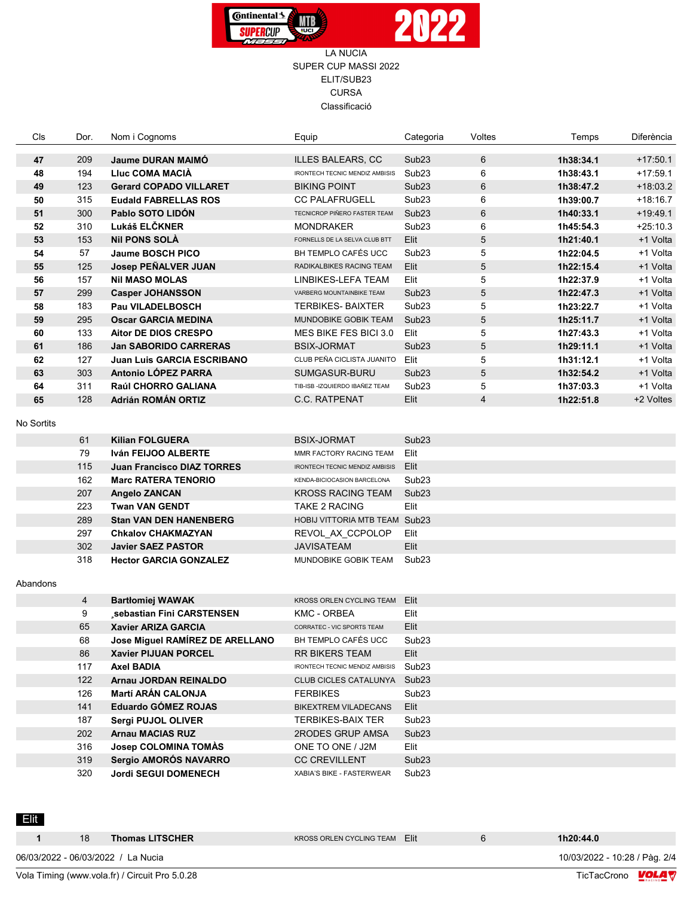LA NUCIA
SUPER CUP MASSI 2022
ELIT/SUB23
CURSA
Classificació

| Cls | Dor. | Nom i Cognoms | Equip | Categoria | Voltes | Temps | Diferència |
|---|---|---|---|---|---|---|---|
| **47** | 209 | **Jaume DURAN MAIMÓ** | ILLES BALEARS, CC | Sub23 | 6 | **1h38:34.1** | +17:50.1 |
| **48** | 194 | **Lluc COMA MACIÀ** | IRONTECH TECNIC MENDIZ AMBISIS | Sub23 | 6 | **1h38:43.1** | +17:59.1 |
| **49** | 123 | **Gerard COPADO VILLARET** | BIKING POINT | Sub23 | 6 | **1h38:47.2** | +18:03.2 |
| **50** | 315 | **Eudald FABRELLAS ROS** | CC PALAFRUGELL | Sub23 | 6 | **1h39:00.7** | +18:16.7 |
| **51** | 300 | **Pablo SOTO LIDÓN** | TECNICROP PIÑERO FASTER TEAM | Sub23 | 6 | **1h40:33.1** | +19:49.1 |
| **52** | 310 | **Lukáš ELČKNER** | MONDRAKER | Sub23 | 6 | **1h45:54.3** | +25:10.3 |
| **53** | 153 | **Nil PONS SOLÀ** | FORNELLS DE LA SELVA CLUB BTT | Elit | 5 | **1h21:40.1** | +1 Volta |
| **54** | 57 | **Jaume BOSCH PICO** | BH TEMPLO CAFÉS UCC | Sub23 | 5 | **1h22:04.5** | +1 Volta |
| **55** | 125 | **Josep PEÑALVER JUAN** | RADIKALBIKES RACING TEAM | Elit | 5 | **1h22:15.4** | +1 Volta |
| **56** | 157 | **Nil MASO MOLAS** | LINBIKES-LEFA TEAM | Elit | 5 | **1h22:37.9** | +1 Volta |
| **57** | 299 | **Casper JOHANSSON** | VARBERG MOUNTAINBIKE TEAM | Sub23 | 5 | **1h22:47.3** | +1 Volta |
| **58** | 183 | **Pau VILADELBOSCH** | TERBIKES- BAIXTER | Sub23 | 5 | **1h23:22.7** | +1 Volta |
| **59** | 295 | **Oscar GARCIA MEDINA** | MUNDOBIKE GOBIK TEAM | Sub23 | 5 | **1h25:11.7** | +1 Volta |
| **60** | 133 | **Aitor DE DIOS CRESPO** | MES BIKE FES BICI 3.0 | Elit | 5 | **1h27:43.3** | +1 Volta |
| **61** | 186 | **Jan SABORIDO CARRERAS** | BSIX-JORMAT | Sub23 | 5 | **1h29:11.1** | +1 Volta |
| **62** | 127 | **Juan Luis GARCIA ESCRIBANO** | CLUB PEÑA CICLISTA JUANITO | Elit | 5 | **1h31:12.1** | +1 Volta |
| **63** | 303 | **Antonio LÓPEZ PARRA** | SUMGASUR-BURU | Sub23 | 5 | **1h32:54.2** | +1 Volta |
| **64** | 311 | **Raúl CHORRO GALIANA** | TIB-ISB -IZQUIERDO IBAÑEZ TEAM | Sub23 | 5 | **1h37:03.3** | +1 Volta |
| **65** | 128 | **Adrián ROMÁN ORTIZ** | C.C. RATPENAT | Elit | 4 | **1h22:51.8** | +2 Voltes |

No Sortits

| Cls | Dor. | Nom i Cognoms | Equip | Categoria |
|---|---|---|---|---|
| | 61 | **Kilian FOLGUERA** | BSIX-JORMAT | Sub23 |
| | 79 | **Iván FEIJOO ALBERTE** | MMR FACTORY RACING TEAM | Elit |
| | 115 | **Juan Francisco DIAZ TORRES** | IRONTECH TECNIC MENDIZ AMBISIS | Elit |
| | 162 | **Marc RATERA TENORIO** | KENDA-BICIOCASION BARCELONA | Sub23 |
| | 207 | **Angelo ZANCAN** | KROSS RACING TEAM | Sub23 |
| | 223 | **Twan VAN GENDT** | TAKE 2 RACING | Elit |
| | 289 | **Stan VAN DEN HANENBERG** | HOBIJ VITTORIA MTB TEAM | Sub23 |
| | 297 | **Chkalov CHAKMAZYAN** | REVOL_AX_CCPOLOP | Elit |
| | 302 | **Javier SAEZ PASTOR** | JAVISATEAM | Elit |
| | 318 | **Hector GARCIA GONZALEZ** | MUNDOBIKE GOBIK TEAM | Sub23 |

Abandons

| Cls | Dor. | Nom i Cognoms | Equip | Categoria |
|---|---|---|---|---|
| | 4 | **Bartłomiej WAWAK** | KROSS ORLEN CYCLING TEAM | Elit |
| | 9 | **¸sebastian Fini CARSTENSEN** | KMC - ORBEA | Elit |
| | 65 | **Xavier ARIZA GARCIA** | CORRATEC - VIC SPORTS TEAM | Elit |
| | 68 | **Jose Miguel RAMÍREZ DE ARELLANO** | BH TEMPLO CAFÉS UCC | Sub23 |
| | 86 | **Xavier PIJUAN PORCEL** | RR BIKERS TEAM | Elit |
| | 117 | **Axel BADIA** | IRONTECH TECNIC MENDIZ AMBISIS | Sub23 |
| | 122 | **Arnau JORDAN REINALDO** | CLUB CICLES CATALUNYA | Sub23 |
| | 126 | **Martí ARÁN CALONJA** | FERBIKES | Sub23 |
| | 141 | **Eduardo GÓMEZ ROJAS** | BIKEXTREM VILADECANS | Elit |
| | 187 | **Sergi PUJOL OLIVER** | TERBIKES-BAIX TER | Sub23 |
| | 202 | **Arnau MACIAS RUZ** | 2RODES GRUP AMSA | Sub23 |
| | 316 | **Josep COLOMINA TOMÀS** | ONE TO ONE / J2M | Elit |
| | 319 | **Sergio AMORÓS NAVARRO** | CC CREVILLENT | Sub23 |
| | 320 | **Jordi SEGUI DOMENECH** | XABIA'S BIKE - FASTERWEAR | Sub23 |

Elit

| Cls | Dor. | Nom i Cognoms | Equip | Categoria | Voltes | Temps | Diferència |
|---|---|---|---|---|---|---|---|
| **1** | 18 | **Thomas LITSCHER** | KROSS ORLEN CYCLING TEAM | Elit | 6 | **1h20:44.0** | |

06/03/2022 - 06/03/2022 / La Nucia
10/03/2022 - 10:28
Vola Timing (www.vola.fr) / Circuit Pro 5.0.28
TicTacCrono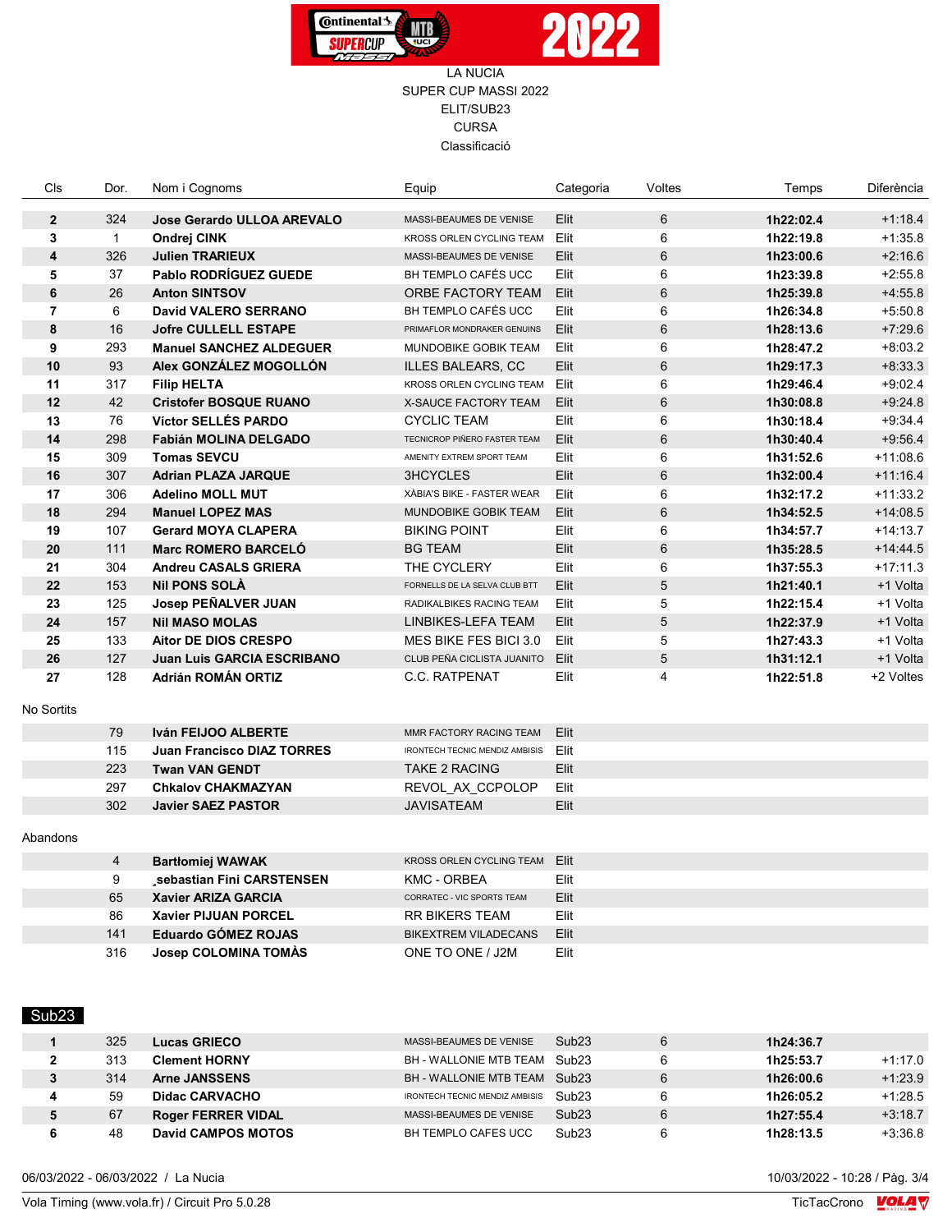LA NUCIA
SUPER CUP MASSI 2022
ELIT/SUB23
CURSA
Classificació

| Cls | Dor. | Nom i Cognoms | Equip | Categoria | Voltes | Temps | Diferència |
|---|---|---|---|---|---|---|---|
| **2** | 324 | **Jose Gerardo ULLOA AREVALO** | MASSI-BEAUMES DE VENISE | Elit | 6 | **1h22:02.4** | +1:18.4 |
| **3** | 1 | **Ondrej CINK** | KROSS ORLEN CYCLING TEAM | Elit | 6 | **1h22:19.8** | +1:35.8 |
| **4** | 326 | **Julien TRARIEUX** | MASSI-BEAUMES DE VENISE | Elit | 6 | **1h23:00.6** | +2:16.6 |
| **5** | 37 | **Pablo RODRÍGUEZ GUEDE** | BH TEMPLO CAFÉS UCC | Elit | 6 | **1h23:39.8** | +2:55.8 |
| **6** | 26 | **Anton SINTSOV** | ORBE FACTORY TEAM | Elit | 6 | **1h25:39.8** | +4:55.8 |
| **7** | 6 | **David VALERO SERRANO** | BH TEMPLO CAFÉS UCC | Elit | 6 | **1h26:34.8** | +5:50.8 |
| **8** | 16 | **Jofre CULLELL ESTAPE** | PRIMAFLOR MONDRAKER GENUINS | Elit | 6 | **1h28:13.6** | +7:29.6 |
| **9** | 293 | **Manuel SANCHEZ ALDEGUER** | MUNDOBIKE GOBIK TEAM | Elit | 6 | **1h28:47.2** | +8:03.2 |
| **10** | 93 | **Alex GONZÁLEZ MOGOLLÓN** | ILLES BALEARS, CC | Elit | 6 | **1h29:17.3** | +8:33.3 |
| **11** | 317 | **Filip HELTA** | KROSS ORLEN CYCLING TEAM | Elit | 6 | **1h29:46.4** | +9:02.4 |
| **12** | 42 | **Cristofer BOSQUE RUANO** | X-SAUCE FACTORY TEAM | Elit | 6 | **1h30:08.8** | +9:24.8 |
| **13** | 76 | **Víctor SELLÉS PARDO** | CYCLIC TEAM | Elit | 6 | **1h30:18.4** | +9:34.4 |
| **14** | 298 | **Fabián MOLINA DELGADO** | TECNICROP PIÑERO FASTER TEAM | Elit | 6 | **1h30:40.4** | +9:56.4 |
| **15** | 309 | **Tomas SEVCU** | AMENITY EXTREM SPORT TEAM | Elit | 6 | **1h31:52.6** | +11:08.6 |
| **16** | 307 | **Adrian PLAZA JARQUE** | 3HCYCLES | Elit | 6 | **1h32:00.4** | +11:16.4 |
| **17** | 306 | **Adelino MOLL MUT** | XÀBIA'S BIKE - FASTER WEAR | Elit | 6 | **1h32:17.2** | +11:33.2 |
| **18** | 294 | **Manuel LOPEZ MAS** | MUNDOBIKE GOBIK TEAM | Elit | 6 | **1h34:52.5** | +14:08.5 |
| **19** | 107 | **Gerard MOYA CLAPERA** | BIKING POINT | Elit | 6 | **1h34:57.7** | +14:13.7 |
| **20** | 111 | **Marc ROMERO BARCELÓ** | BG TEAM | Elit | 6 | **1h35:28.5** | +14:44.5 |
| **21** | 304 | **Andreu CASALS GRIERA** | THE CYCLERY | Elit | 6 | **1h37:55.3** | +17:11.3 |
| **22** | 153 | **Nil PONS SOLÀ** | FORNELLS DE LA SELVA CLUB BTT | Elit | 5 | **1h21:40.1** | +1 Volta |
| **23** | 125 | **Josep PEÑALVER JUAN** | RADIKALBIKES RACING TEAM | Elit | 5 | **1h22:15.4** | +1 Volta |
| **24** | 157 | **Nil MASO MOLAS** | LINBIKES-LEFA TEAM | Elit | 5 | **1h22:37.9** | +1 Volta |
| **25** | 133 | **Aitor DE DIOS CRESPO** | MES BIKE FES BICI 3.0 | Elit | 5 | **1h27:43.3** | +1 Volta |
| **26** | 127 | **Juan Luis GARCIA ESCRIBANO** | CLUB PEÑA CICLISTA JUANITO | Elit | 5 | **1h31:12.1** | +1 Volta |
| **27** | 128 | **Adrián ROMÁN ORTIZ** | C.C. RATPENAT | Elit | 4 | **1h22:51.8** | +2 Voltes |

No Sortits

| Cls | Dor. | Nom i Cognoms | Equip | Categoria |
|---|---|---|---|---|
| | 79 | **Iván FEIJOO ALBERTE** | MMR FACTORY RACING TEAM | Elit |
| | 115 | **Juan Francisco DIAZ TORRES** | IRONTECH TECNIC MENDIZ AMBISIS | Elit |
| | 223 | **Twan VAN GENDT** | TAKE 2 RACING | Elit |
| | 297 | **Chkalov CHAKMAZYAN** | REVOL_AX_CCPOLOP | Elit |
| | 302 | **Javier SAEZ PASTOR** | JAVISATEAM | Elit |

Abandons

| Cls | Dor. | Nom i Cognoms | Equip | Categoria |
|---|---|---|---|---|
| | 4 | **Bartłomiej WAWAK** | KROSS ORLEN CYCLING TEAM | Elit |
| | 9 | **¸sebastian Fini CARSTENSEN** | KMC - ORBEA | Elit |
| | 65 | **Xavier ARIZA GARCIA** | CORRATEC - VIC SPORTS TEAM | Elit |
| | 86 | **Xavier PIJUAN PORCEL** | RR BIKERS TEAM | Elit |
| | 141 | **Eduardo GÓMEZ ROJAS** | BIKEXTREM VILADECANS | Elit |
| | 316 | **Josep COLOMINA TOMÀS** | ONE TO ONE / J2M | Elit |

## Sub23

| Cls | Dor. | Nom i Cognoms | Equip | Categoria | Voltes | Temps | Diferència |
|---|---|---|---|---|---|---|---|
| **1** | 325 | **Lucas GRIECO** | MASSI-BEAUMES DE VENISE | Sub23 | 6 | **1h24:36.7** | |
| **2** | 313 | **Clement HORNY** | BH - WALLONIE MTB TEAM | Sub23 | 6 | **1h25:53.7** | +1:17.0 |
| **3** | 314 | **Arne JANSSENS** | BH - WALLONIE MTB TEAM | Sub23 | 6 | **1h26:00.6** | +1:23.9 |
| **4** | 59 | **Didac CARVACHO** | IRONTECH TECNIC MENDIZ AMBISIS | Sub23 | 6 | **1h26:05.2** | +1:28.5 |
| **5** | 67 | **Roger FERRER VIDAL** | MASSI-BEAUMES DE VENISE | Sub23 | 6 | **1h27:55.4** | +3:18.7 |
| **6** | 48 | **David CAMPOS MOTOS** | BH TEMPLO CAFES UCC | Sub23 | 6 | **1h28:13.5** | +3:36.8 |

06/03/2022 - 06/03/2022 / La Nucia

10/03/2022 - 10:28

Vola Timing (www.vola.fr) / Circuit Pro 5.0.28

TicTacCrono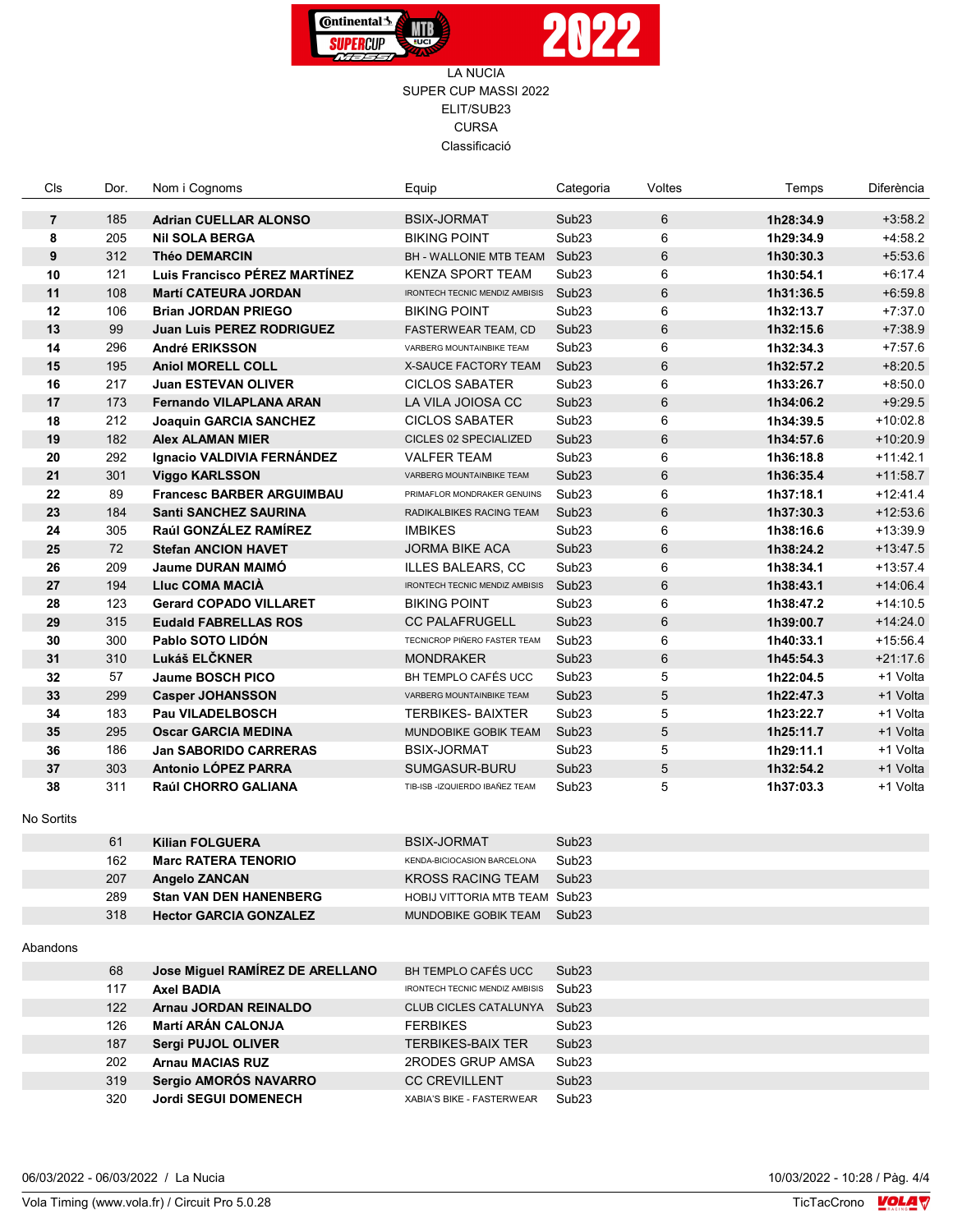LA NUCIA
SUPER CUP MASSI 2022
ELIT/SUB23
CURSA
Classificació

| Cls | Dor. | Nom i Cognoms | Equip | Categoria | Voltes | Temps | Diferència |
|---|---|---|---|---|---|---|---|
| 7 | 185 | **Adrian CUELLAR ALONSO** | BSIX-JORMAT | Sub23 | 6 | **1h28:34.9** | +3:58.2 |
| 8 | 205 | **Nil SOLA BERGA** | BIKING POINT | Sub23 | 6 | **1h29:34.9** | +4:58.2 |
| 9 | 312 | **Théo DEMARCIN** | BH - WALLONIE MTB TEAM | Sub23 | 6 | **1h30:30.3** | +5:53.6 |
| 10 | 121 | **Luis Francisco PÉREZ MARTÍNEZ** | KENZA SPORT TEAM | Sub23 | 6 | **1h30:54.1** | +6:17.4 |
| 11 | 108 | **Martí CATEURA JORDAN** | IRONTECH TECNIC MENDIZ AMBISIS | Sub23 | 6 | **1h31:36.5** | +6:59.8 |
| 12 | 106 | **Brian JORDAN PRIEGO** | BIKING POINT | Sub23 | 6 | **1h32:13.7** | +7:37.0 |
| 13 | 99 | **Juan Luis PEREZ RODRIGUEZ** | FASTERWEAR TEAM, CD | Sub23 | 6 | **1h32:15.6** | +7:38.9 |
| 14 | 296 | **André ERIKSSON** | VARBERG MOUNTAINBIKE TEAM | Sub23 | 6 | **1h32:34.3** | +7:57.6 |
| 15 | 195 | **Aniol MORELL COLL** | X-SAUCE FACTORY TEAM | Sub23 | 6 | **1h32:57.2** | +8:20.5 |
| 16 | 217 | **Juan ESTEVAN OLIVER** | CICLOS SABATER | Sub23 | 6 | **1h33:26.7** | +8:50.0 |
| 17 | 173 | **Fernando VILAPLANA ARAN** | LA VILA JOIOSA CC | Sub23 | 6 | **1h34:06.2** | +9:29.5 |
| 18 | 212 | **Joaquin GARCIA SANCHEZ** | CICLOS SABATER | Sub23 | 6 | **1h34:39.5** | +10:02.8 |
| 19 | 182 | **Alex ALAMAN MIER** | CICLES 02 SPECIALIZED | Sub23 | 6 | **1h34:57.6** | +10:20.9 |
| 20 | 292 | **Ignacio VALDIVIA FERNÁNDEZ** | VALFER TEAM | Sub23 | 6 | **1h36:18.8** | +11:42.1 |
| 21 | 301 | **Viggo KARLSSON** | VARBERG MOUNTAINBIKE TEAM | Sub23 | 6 | **1h36:35.4** | +11:58.7 |
| 22 | 89 | **Francesc BARBER ARGUIMBAU** | PRIMAFLOR MONDRAKER GENUINS | Sub23 | 6 | **1h37:18.1** | +12:41.4 |
| 23 | 184 | **Santi SANCHEZ SAURINA** | RADIKALBIKES RACING TEAM | Sub23 | 6 | **1h37:30.3** | +12:53.6 |
| 24 | 305 | **Raúl GONZÁLEZ RAMÍREZ** | IMBIKES | Sub23 | 6 | **1h38:16.6** | +13:39.9 |
| 25 | 72 | **Stefan ANCION HAVET** | JORMA BIKE ACA | Sub23 | 6 | **1h38:24.2** | +13:47.5 |
| 26 | 209 | **Jaume DURAN MAIMÓ** | ILLES BALEARS, CC | Sub23 | 6 | **1h38:34.1** | +13:57.4 |
| 27 | 194 | **Lluc COMA MACIÀ** | IRONTECH TECNIC MENDIZ AMBISIS | Sub23 | 6 | **1h38:43.1** | +14:06.4 |
| 28 | 123 | **Gerard COPADO VILLARET** | BIKING POINT | Sub23 | 6 | **1h38:47.2** | +14:10.5 |
| 29 | 315 | **Eudald FABRELLAS ROS** | CC PALAFRUGELL | Sub23 | 6 | **1h39:00.7** | +14:24.0 |
| 30 | 300 | **Pablo SOTO LIDÓN** | TECNICROP PIÑERO FASTER TEAM | Sub23 | 6 | **1h40:33.1** | +15:56.4 |
| 31 | 310 | **Lukáš ELČKNER** | MONDRAKER | Sub23 | 6 | **1h45:54.3** | +21:17.6 |
| 32 | 57 | **Jaume BOSCH PICO** | BH TEMPLO CAFÉS UCC | Sub23 | 5 | **1h22:04.5** | +1 Volta |
| 33 | 299 | **Casper JOHANSSON** | VARBERG MOUNTAINBIKE TEAM | Sub23 | 5 | **1h22:47.3** | +1 Volta |
| 34 | 183 | **Pau VILADELBOSCH** | TERBIKES- BAIXTER | Sub23 | 5 | **1h23:22.7** | +1 Volta |
| 35 | 295 | **Oscar GARCIA MEDINA** | MUNDOBIKE GOBIK TEAM | Sub23 | 5 | **1h25:11.7** | +1 Volta |
| 36 | 186 | **Jan SABORIDO CARRERAS** | BSIX-JORMAT | Sub23 | 5 | **1h29:11.1** | +1 Volta |
| 37 | 303 | **Antonio LÓPEZ PARRA** | SUMGASUR-BURU | Sub23 | 5 | **1h32:54.2** | +1 Volta |
| 38 | 311 | **Raúl CHORRO GALIANA** | TIB-ISB -IZQUIERDO IBAÑEZ TEAM | Sub23 | 5 | **1h37:03.3** | +1 Volta |

No Sortits

| | Dor. | Nom i Cognoms | Equip | Categoria |
|---|---|---|---|---|
| | 61 | **Kilian FOLGUERA** | BSIX-JORMAT | Sub23 |
| | 162 | **Marc RATERA TENORIO** | KENDA-BICIOCASION BARCELONA | Sub23 |
| | 207 | **Angelo ZANCAN** | KROSS RACING TEAM | Sub23 |
| | 289 | **Stan VAN DEN HANENBERG** | HOBIJ VITTORIA MTB TEAM | Sub23 |
| | 318 | **Hector GARCIA GONZALEZ** | MUNDOBIKE GOBIK TEAM | Sub23 |

Abandons

| | Dor. | Nom i Cognoms | Equip | Categoria |
|---|---|---|---|---|
| | 68 | **Jose Miguel RAMÍREZ DE ARELLANO** | BH TEMPLO CAFÉS UCC | Sub23 |
| | 117 | **Axel BADIA** | IRONTECH TECNIC MENDIZ AMBISIS | Sub23 |
| | 122 | **Arnau JORDAN REINALDO** | CLUB CICLES CATALUNYA | Sub23 |
| | 126 | **Martí ARÁN CALONJA** | FERBIKES | Sub23 |
| | 187 | **Sergi PUJOL OLIVER** | TERBIKES-BAIX TER | Sub23 |
| | 202 | **Arnau MACIAS RUZ** | 2RODES GRUP AMSA | Sub23 |
| | 319 | **Sergio AMORÓS NAVARRO** | CC CREVILLENT | Sub23 |
| | 320 | **Jordi SEGUI DOMENECH** | XABIA'S BIKE - FASTERWEAR | Sub23 |

06/03/2022 - 06/03/2022 / La Nucia — 10/03/2022 - 10:28

Vola Timing (www.vola.fr) / Circuit Pro 5.0.28 — TicTacCrono